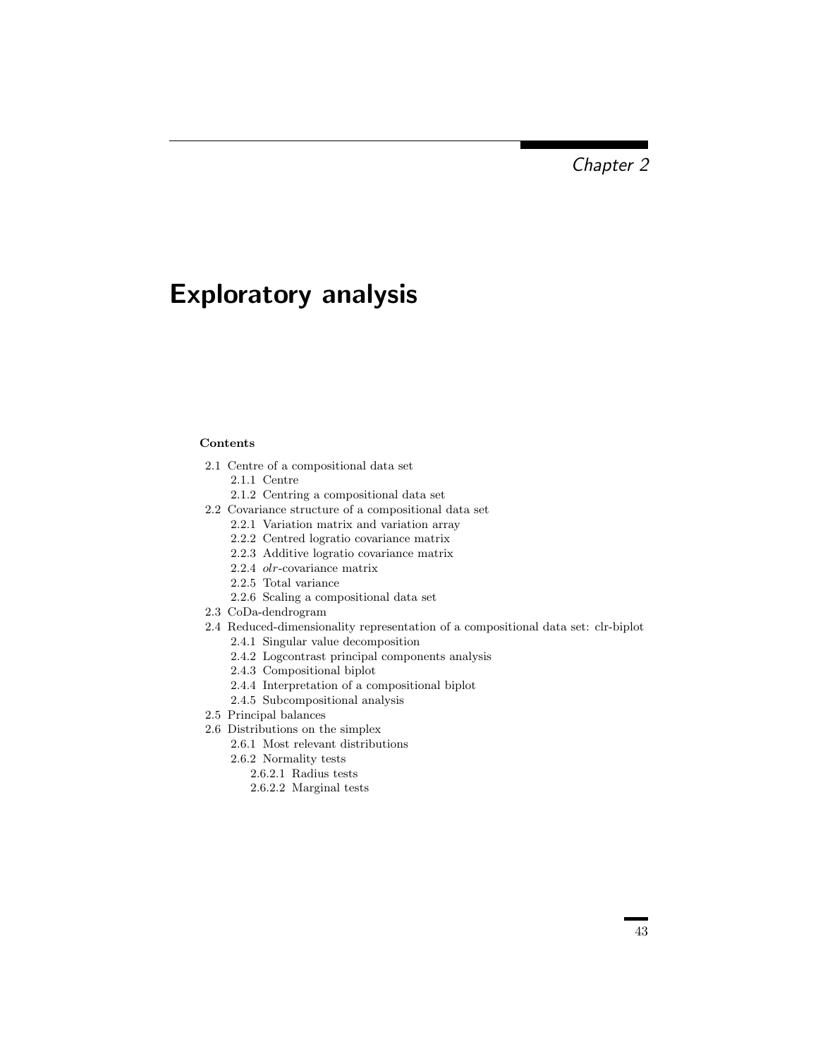Chapter 2

# Exploratory analysis

**Contents**

- 2.1 Centre of a compositional data set
  - 2.1.1 Centre
  - 2.1.2 Centring a compositional data set
- 2.2 Covariance structure of a compositional data set
  - 2.2.1 Variation matrix and variation array
  - 2.2.2 Centred logratio covariance matrix
  - 2.2.3 Additive logratio covariance matrix
  - 2.2.4 *olr*-covariance matrix
  - 2.2.5 Total variance
  - 2.2.6 Scaling a compositional data set
- 2.3 CoDa-dendrogram
- 2.4 Reduced-dimensionality representation of a compositional data set: clr-biplot
  - 2.4.1 Singular value decomposition
  - 2.4.2 Logcontrast principal components analysis
  - 2.4.3 Compositional biplot
  - 2.4.4 Interpretation of a compositional biplot
  - 2.4.5 Subcompositional analysis
- 2.5 Principal balances
- 2.6 Distributions on the simplex
  - 2.6.1 Most relevant distributions
  - 2.6.2 Normality tests
    - 2.6.2.1 Radius tests
    - 2.6.2.2 Marginal tests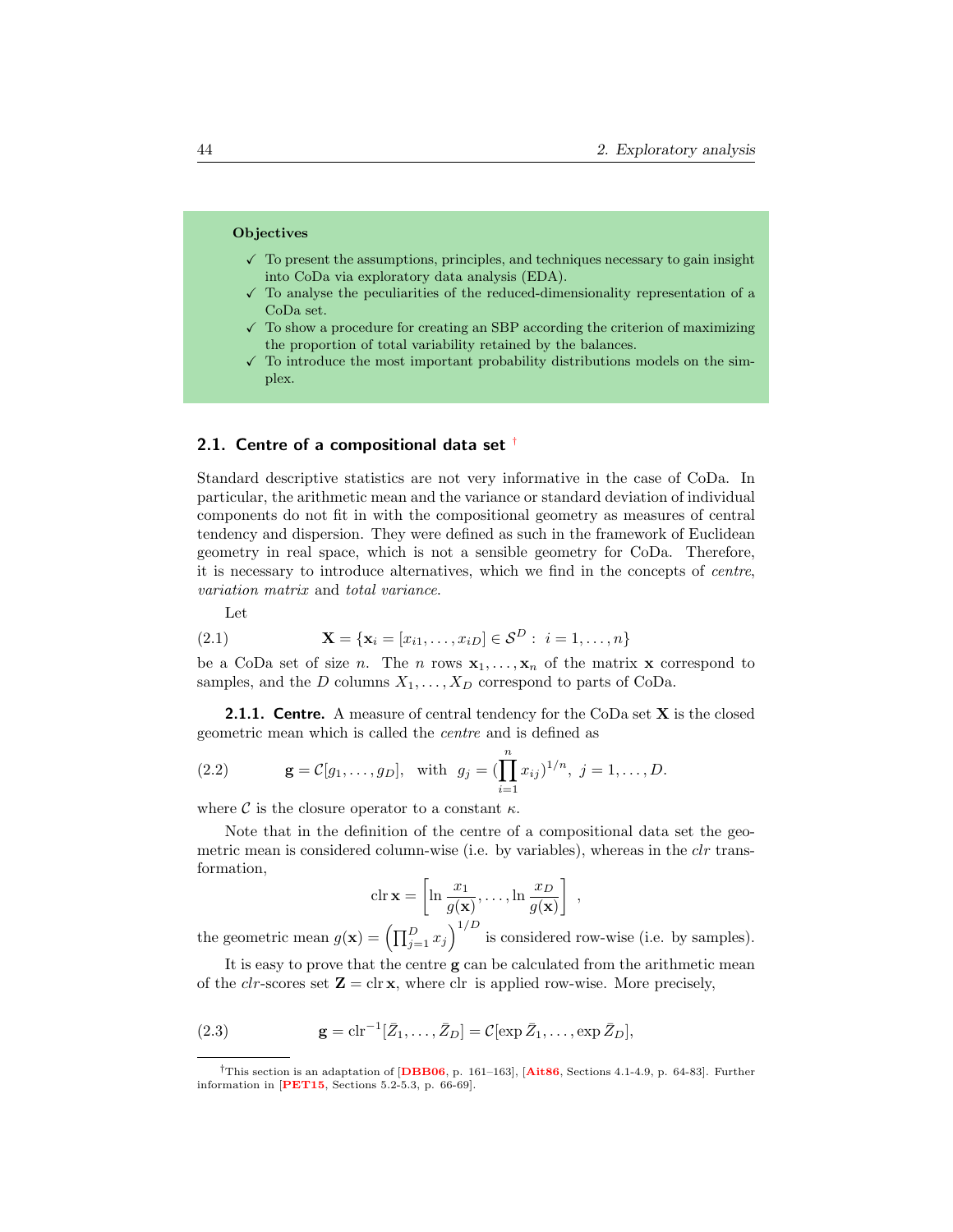**Objectives**

- ✓ To present the assumptions, principles, and techniques necessary to gain insight into CoDa via exploratory data analysis (EDA).
- ✓ To analyse the peculiarities of the reduced-dimensionality representation of a CoDa set.
- ✓ To show a procedure for creating an SBP according the criterion of maximizing the proportion of total variability retained by the balances.
- ✓ To introduce the most important probability distributions models on the simplex.

## 2.1. Centre of a compositional data set [†]

Standard descriptive statistics are not very informative in the case of CoDa. In particular, the arithmetic mean and the variance or standard deviation of individual components do not fit in with the compositional geometry as measures of central tendency and dispersion. They were defined as such in the framework of Euclidean geometry in real space, which is not a sensible geometry for CoDa. Therefore, it is necessary to introduce alternatives, which we find in the concepts of *centre*, *variation matrix* and *total variance*.

Let

$$\mathbf{X} = \{\mathbf{x}_i = [x_{i1}, \ldots, x_{iD}] \in \mathcal{S}^D : \ i = 1, \ldots, n\} \tag{2.1}$$

be a CoDa set of size $n$. The $n$ rows $\mathbf{x}_1, \ldots, \mathbf{x}_n$ of the matrix $\mathbf{x}$ correspond to samples, and the $D$ columns $X_1, \ldots, X_D$ correspond to parts of CoDa.

**2.1.1. Centre.** A measure of central tendency for the CoDa set $\mathbf{X}$ is the closed geometric mean which is called the *centre* and is defined as

$$\mathbf{g} = \mathcal{C}[g_1, \ldots, g_D], \quad \text{with} \ \ g_j = (\prod_{i=1}^{n} x_{ij})^{1/n}, \ j = 1, \ldots, D. \tag{2.2}$$

where $\mathcal{C}$ is the closure operator to a constant $\kappa$.

Note that in the definition of the centre of a compositional data set the geometric mean is considered column-wise (i.e. by variables), whereas in the *clr* transformation,

$$\operatorname{clr} \mathbf{x} = \left[\ln \frac{x_1}{g(\mathbf{x})}, \ldots, \ln \frac{x_D}{g(\mathbf{x})}\right] \ ,$$

the geometric mean $g(\mathbf{x}) = \left(\prod_{j=1}^{D} x_j\right)^{1/D}$ is considered row-wise (i.e. by samples).

It is easy to prove that the centre $\mathbf{g}$ can be calculated from the arithmetic mean of the *clr*-scores set $\mathbf{Z} = \operatorname{clr} \mathbf{x}$, where clr is applied row-wise. More precisely,

$$\mathbf{g} = \operatorname{clr}^{-1}[\bar{Z}_1, \ldots, \bar{Z}_D] = \mathcal{C}[\exp \bar{Z}_1, \ldots, \exp \bar{Z}_D], \tag{2.3}$$

---

[†] This section is an adaptation of [DBB06, p. 161–163], [Ait86, Sections 4.1-4.9, p. 64-83]. Further information in [PET15, Sections 5.2-5.3, p. 66-69].